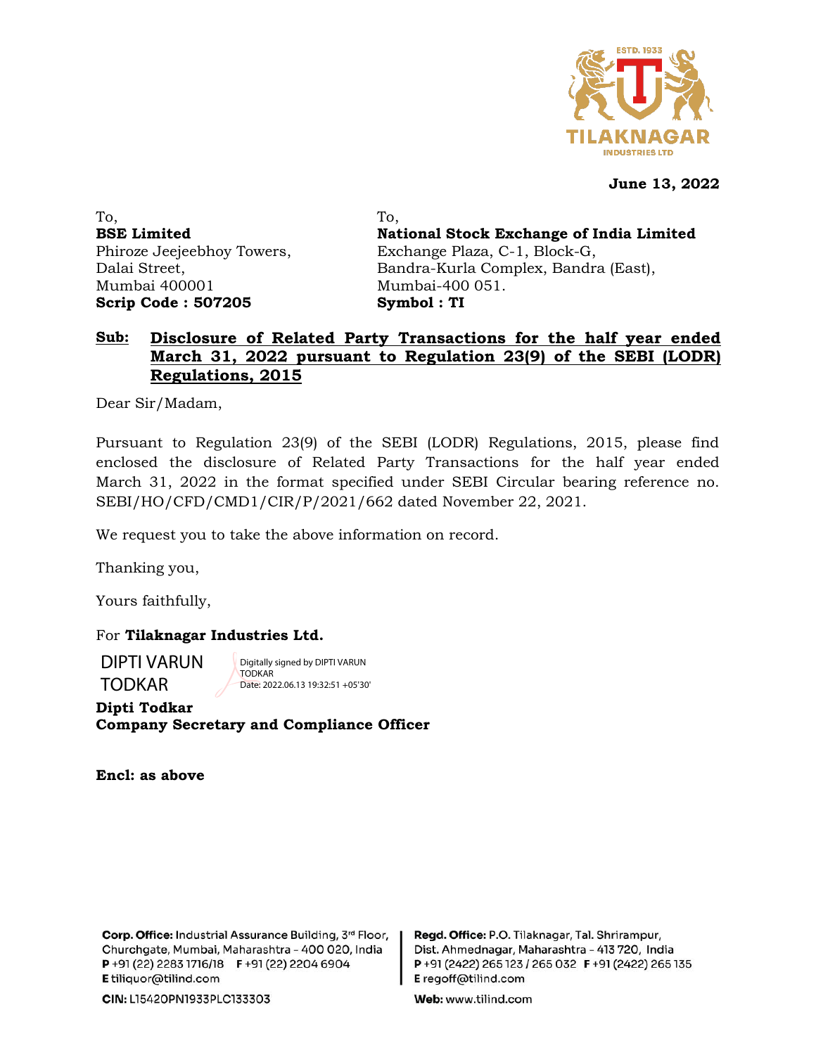**June 13, 2022**

To,
**BSE Limited**
Phiroze Jeejeebhoy Towers,
Dalai Street,
Mumbai 400001
**Scrip Code : 507205**

To,
**National Stock Exchange of India Limited**
Exchange Plaza, C-1, Block-G,
Bandra-Kurla Complex, Bandra (East),
Mumbai-400 051.
**Symbol : TI**

**Sub: Disclosure of Related Party Transactions for the half year ended March 31, 2022 pursuant to Regulation 23(9) of the SEBI (LODR) Regulations, 2015**

Dear Sir/Madam,

Pursuant to Regulation 23(9) of the SEBI (LODR) Regulations, 2015, please find enclosed the disclosure of Related Party Transactions for the half year ended March 31, 2022 in the format specified under SEBI Circular bearing reference no. SEBI/HO/CFD/CMD1/CIR/P/2021/662 dated November 22, 2021.

We request you to take the above information on record.

Thanking you,

Yours faithfully,

For **Tilaknagar Industries Ltd.**

DIPTI VARUN TODKAR
Digitally signed by DIPTI VARUN TODKAR
Date: 2022.06.13 19:32:51 +05'30'

**Dipti Todkar**
**Company Secretary and Compliance Officer**

**Encl: as above**

**Corp. Office:** Industrial Assurance Building, 3rd Floor, Churchgate, Mumbai, Maharashtra - 400 020, India
**P** +91 (22) 2283 1716/18 **F** +91 (22) 2204 6904
**E** tiliquor@tilind.com

**Regd. Office:** P.O. Tilaknagar, Tal. Shrirampur, Dist. Ahmednagar, Maharashtra - 413 720, India
**P** +91 (2422) 265 123 / 265 032 **F** +91 (2422) 265 135
**E** regoff@tilind.com

**CIN:** L15420PN1933PLC133303

**Web:** www.tilind.com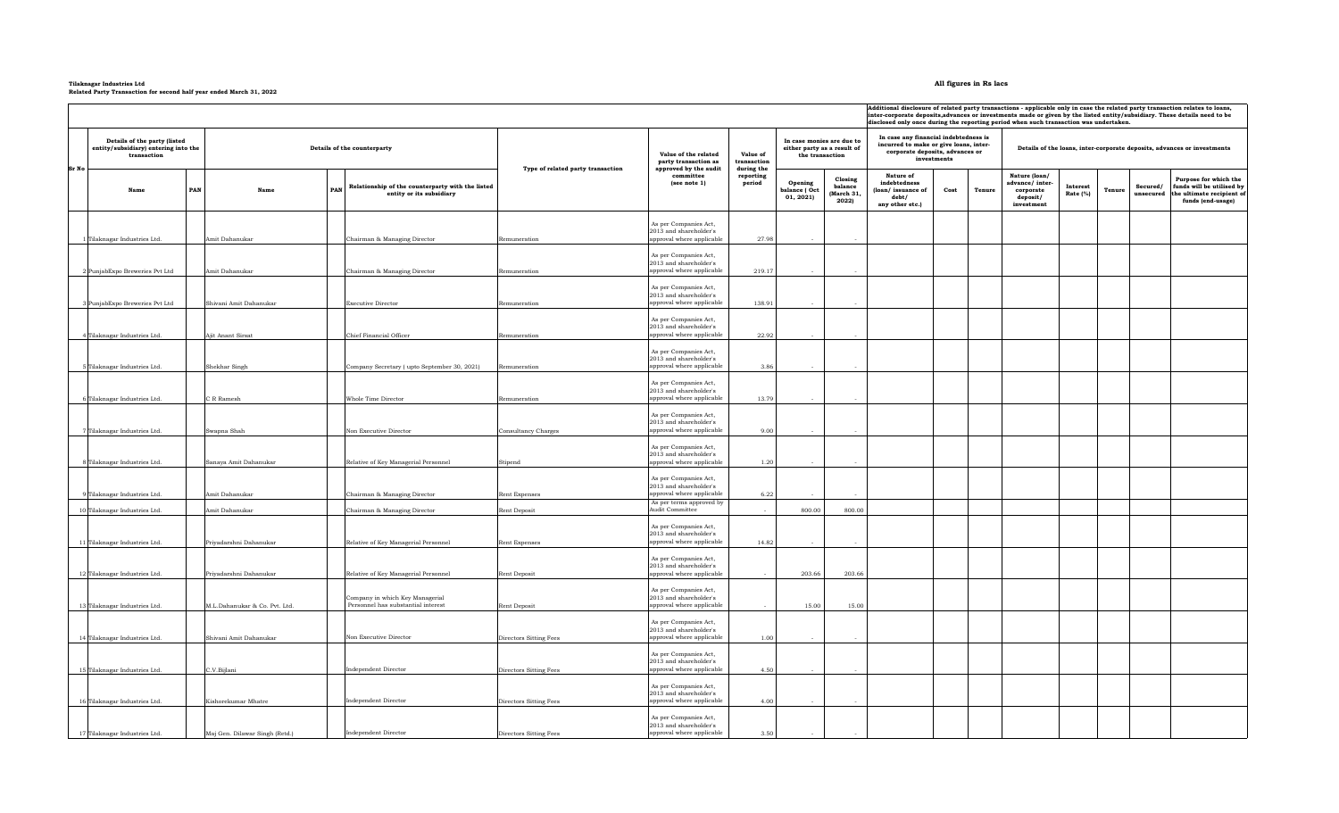**Tilaknagar Industries Ltd**
**Related Party Transaction for second half year ended March 31, 2022**

**All figures in Rs lacs**

| Sr No | Details of the party (listed entity/subsidiary) entering into the transaction | | Details of the counterparty | | | Type of related party transaction | Value of the related party transaction as approved by the audit committee (see note 1) | Value of transaction during the reporting period | In case monies are due to either party as a result of the transaction | | Additional disclosure of related party transactions - applicable only in case the related party transaction relates to loans, inter-corporate deposits,advances or investments made or given by the listed entity/subsidiary. These details need to be disclosed only once during the reporting period when such transaction was undertaken. In case any financial indebtedness is incurred to make or give loans, inter-corporate deposits, advances or investments | | | Details of the loans, inter-corporate deposits, advances or investments | | | | |
|---|---|---|---|---|---|---|---|---|---|---|---|---|---|---|---|---|---|---|
| | Name | PAN | Name | PAN | Relationship of the counterparty with the listed entity or its subsidiary | | | | Opening balance ( Oct 01, 2021) | Closing balance (March 31, 2022) | Nature of indebtedness (loan/ issuance of debt/ any other etc.) | Cost | Tenure | Nature (loan/ advance/ inter-corporate deposit/ investment | Interest Rate (%) | Tenure | Secured/ unsecured | Purpose for which the funds will be utilised by the ultimate recipient of funds (end-usage) |
| 1 | Tilaknagar Industries Ltd. | | Amit Dahanukar | | Chairman & Managing Director | Remuneration | As per Companies Act, 2013 and shareholder's approval where applicable | 27.98 | - | - | | | | | | | | |
| 2 | PunjabExpo Breweries Pvt Ltd | | Amit Dahanukar | | Chairman & Managing Director | Remuneration | As per Companies Act, 2013 and shareholder's approval where applicable | 219.17 | - | - | | | | | | | | |
| 3 | PunjabExpo Breweries Pvt Ltd | | Shivani Amit Dahanukar | | Executive Director | Remuneration | As per Companies Act, 2013 and shareholder's approval where applicable | 138.91 | - | - | | | | | | | | |
| 4 | Tilaknagar Industries Ltd. | | Ajit Anant Sirsat | | Chief Financial Officer | Remuneration | As per Companies Act, 2013 and shareholder's approval where applicable | 22.92 | - | - | | | | | | | | |
| 5 | Tilaknagar Industries Ltd. | | Shekhar Singh | | Company Secretary ( upto September 30, 2021) | Remuneration | As per Companies Act, 2013 and shareholder's approval where applicable | 3.86 | - | - | | | | | | | | |
| 6 | Tilaknagar Industries Ltd. | | C R Ramesh | | Whole Time Director | Remuneration | As per Companies Act, 2013 and shareholder's approval where applicable | 13.79 | - | - | | | | | | | | |
| 7 | Tilaknagar Industries Ltd. | | Swapna Shah | | Non Executive Director | Consultancy Charges | As per Companies Act, 2013 and shareholder's approval where applicable | 9.00 | - | - | | | | | | | | |
| 8 | Tilaknagar Industries Ltd. | | Sanaya Amit Dahanukar | | Relative of Key Managerial Personnel | Stipend | As per Companies Act, 2013 and shareholder's approval where applicable | 1.20 | - | - | | | | | | | | |
| 9 | Tilaknagar Industries Ltd. | | Amit Dahanukar | | Chairman & Managing Director | Rent Expenses | As per Companies Act, 2013 and shareholder's approval where applicable | 6.22 | - | - | | | | | | | | |
| 10 | Tilaknagar Industries Ltd. | | Amit Dahanukar | | Chairman & Managing Director | Rent Deposit | As per terms approved by Audit Committee | - | 800.00 | 800.00 | | | | | | | | |
| 11 | Tilaknagar Industries Ltd. | | Priyadarshni Dahanukar | | Relative of Key Managerial Personnel | Rent Expenses | As per Companies Act, 2013 and shareholder's approval where applicable | 14.82 | - | - | | | | | | | | |
| 12 | Tilaknagar Industries Ltd. | | Priyadarshni Dahanukar | | Relative of Key Managerial Personnel | Rent Deposit | As per Companies Act, 2013 and shareholder's approval where applicable | - | 203.66 | 203.66 | | | | | | | | |
| 13 | Tilaknagar Industries Ltd. | | M.L.Dahanukar & Co. Pvt. Ltd. | | Company in which Key Managerial Personnel has substantial interest | Rent Deposit | As per Companies Act, 2013 and shareholder's approval where applicable | - | 15.00 | 15.00 | | | | | | | | |
| 14 | Tilaknagar Industries Ltd. | | Shivani Amit Dahanukar | | Non Executive Director | Directors Sitting Fees | As per Companies Act, 2013 and shareholder's approval where applicable | 1.00 | - | - | | | | | | | | |
| 15 | Tilaknagar Industries Ltd. | | C.V.Bijlani | | Independent Director | Directors Sitting Fees | As per Companies Act, 2013 and shareholder's approval where applicable | 4.50 | - | - | | | | | | | | |
| 16 | Tilaknagar Industries Ltd. | | Kishorekumar Mhatre | | Independent Director | Directors Sitting Fees | As per Companies Act, 2013 and shareholder's approval where applicable | 4.00 | - | - | | | | | | | | |
| 17 | Tilaknagar Industries Ltd. | | Maj Gen. Dilawar Singh (Retd.) | | Independent Director | Directors Sitting Fees | As per Companies Act, 2013 and shareholder's approval where applicable | 3.50 | - | - | | | | | | | | |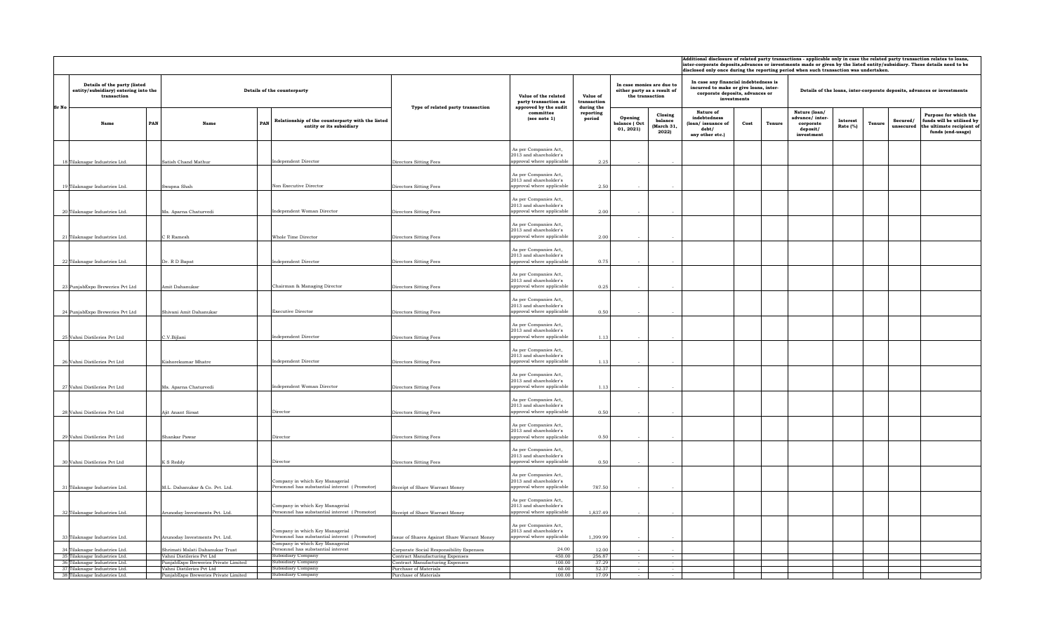| Sr No | Details of the party (listed entity/subsidiary) entering into the transaction | | Details of the counterparty | | | Type of related party transaction | Value of the related party transaction as approved by the audit committee (see note 1) | Value of transaction during the reporting period | In case monies are due to either party as a result of the transaction | | Additional disclosure of related party transactions - applicable only in case the related party transaction relates to loans, inter-corporate deposits,advances or investments made or given by the listed entity/subsidiary. These details need to be disclosed only once during the reporting period when such transaction was undertaken. In case any financial indebtedness is incurred to make or give loans, inter-corporate deposits, advances or investments | | | Details of the loans, inter-corporate deposits, advances or investments | | | | |
|---|---|---|---|---|---|---|---|---|---|---|---|---|---|---|---|---|---|---|
| | Name | PAN | Name | PAN | Relationship of the counterparty with the listed entity or its subsidiary | | | | Opening balance ( Oct 01, 2021) | Closing balance (March 31, 2022) | Nature of indebtedness (loan/ issuance of debt/ any other etc.) | Cost | Tenure | Nature (loan/ advance/ inter-corporate deposit/ investment | Interest Rate (%) | Tenure | Secured/ unsecured | Purpose for which the funds will be utilised by the ultimate recipient of funds (end-usage) |
| 18 | Tilaknagar Industries Ltd. | | Satish Chand Mathur | | Independent Director | Directors Sitting Fees | As per Companies Act, 2013 and shareholder's approval where applicable | 2.25 | - | - | | | | | | | | |
| 19 | Tilaknagar Industries Ltd. | | Swapna Shah | | Non Executive Director | Directors Sitting Fees | As per Companies Act, 2013 and shareholder's approval where applicable | 2.50 | - | - | | | | | | | | |
| 20 | Tilaknagar Industries Ltd. | | Ms. Aparna Chaturvedi | | Independent Woman Director | Directors Sitting Fees | As per Companies Act, 2013 and shareholder's approval where applicable | 2.00 | - | - | | | | | | | | |
| 21 | Tilaknagar Industries Ltd. | | C R Ramesh | | Whole Time Director | Directors Sitting Fees | As per Companies Act, 2013 and shareholder's approval where applicable | 2.00 | - | - | | | | | | | | |
| 22 | Tilaknagar Industries Ltd. | | Dr. R D Bapat | | Independent Director | Directors Sitting Fees | As per Companies Act, 2013 and shareholder's approval where applicable | 0.75 | - | - | | | | | | | | |
| 23 | PunjabExpo Breweries Pvt Ltd | | Amit Dahanukar | | Chairman & Managing Director | Directors Sitting Fees | As per Companies Act, 2013 and shareholder's approval where applicable | 0.25 | - | - | | | | | | | | |
| 24 | PunjabExpo Breweries Pvt Ltd | | Shivani Amit Dahanukar | | Executive Director | Directors Sitting Fees | As per Companies Act, 2013 and shareholder's approval where applicable | 0.50 | - | - | | | | | | | | |
| 25 | Vahni Distilleries Pvt Ltd | | C.V.Bijlani | | Independent Director | Directors Sitting Fees | As per Companies Act, 2013 and shareholder's approval where applicable | 1.13 | - | - | | | | | | | | |
| 26 | Vahni Distilleries Pvt Ltd | | Kishorekumar Mhatre | | Independent Director | Directors Sitting Fees | As per Companies Act, 2013 and shareholder's approval where applicable | 1.13 | - | - | | | | | | | | |
| 27 | Vahni Distilleries Pvt Ltd | | Ms. Aparna Chaturvedi | | Independent Woman Director | Directors Sitting Fees | As per Companies Act, 2013 and shareholder's approval where applicable | 1.13 | - | - | | | | | | | | |
| 28 | Vahni Distilleries Pvt Ltd | | Ajit Anant Sirsat | | Director | Directors Sitting Fees | As per Companies Act, 2013 and shareholder's approval where applicable | 0.50 | - | - | | | | | | | | |
| 29 | Vahni Distilleries Pvt Ltd | | Shankar Pawar | | Director | Directors Sitting Fees | As per Companies Act, 2013 and shareholder's approval where applicable | 0.50 | - | - | | | | | | | | |
| 30 | Vahni Distilleries Pvt Ltd | | K S Reddy | | Director | Directors Sitting Fees | As per Companies Act, 2013 and shareholder's approval where applicable | 0.50 | - | - | | | | | | | | |
| 31 | Tilaknagar Industries Ltd. | | M.L. Dahanukar & Co. Pvt. Ltd. | | Company in which Key Managerial Personnel has substantial interest ( Promotor) | Receipt of Share Warrant Money | As per Companies Act, 2013 and shareholder's approval where applicable | 787.50 | - | - | | | | | | | | |
| 32 | Tilaknagar Industries Ltd. | | Arunoday Investments Pvt. Ltd. | | Company in which Key Managerial Personnel has substantial interest ( Promotor) | Receipt of Share Warrant Money | As per Companies Act, 2013 and shareholder's approval where applicable | 1,837.49 | - | - | | | | | | | | |
| 33 | Tilaknagar Industries Ltd. | | Arunoday Investments Pvt. Ltd. | | Company in which Key Managerial Personnel has substantial interest ( Promotor) | Issue of Shares Against Share Warrant Money | As per Companies Act, 2013 and shareholder's approval where applicable | 1,399.99 | - | - | | | | | | | | |
| 34 | Tilaknagar Industries Ltd. | | Shrimati Malati Dahanukar Trust | | Company in which Key Managerial Personnel has substantial interest | Corporate Social Responsibility Expenses | 24.00 | 12.00 | - | - | | | | | | | | |
| 35 | Tilaknagar Industries Ltd. | | Vahni Distilleries Pvt Ltd | | Subsidiary Company | Contract Manufacturing Expenses | 450.00 | 256.87 | - | - | | | | | | | | |
| 36 | Tilaknagar Industries Ltd. | | PunjabExpo Breweries Private Limited | | Subsidiary Company | Contract Manufacturing Expenses | 100.00 | 37.29 | - | - | | | | | | | | |
| 37 | Tilaknagar Industries Ltd. | | Vahni Distilleries Pvt Ltd | | Subsidiary Company | Purchase of Materials | 60.00 | 52.37 | - | - | | | | | | | | |
| 38 | Tilaknagar Industries Ltd. | | PunjabExpo Breweries Private Limited | | Subsidiary Company | Purchase of Materials | 100.00 | 17.09 | - | - | | | | | | | | |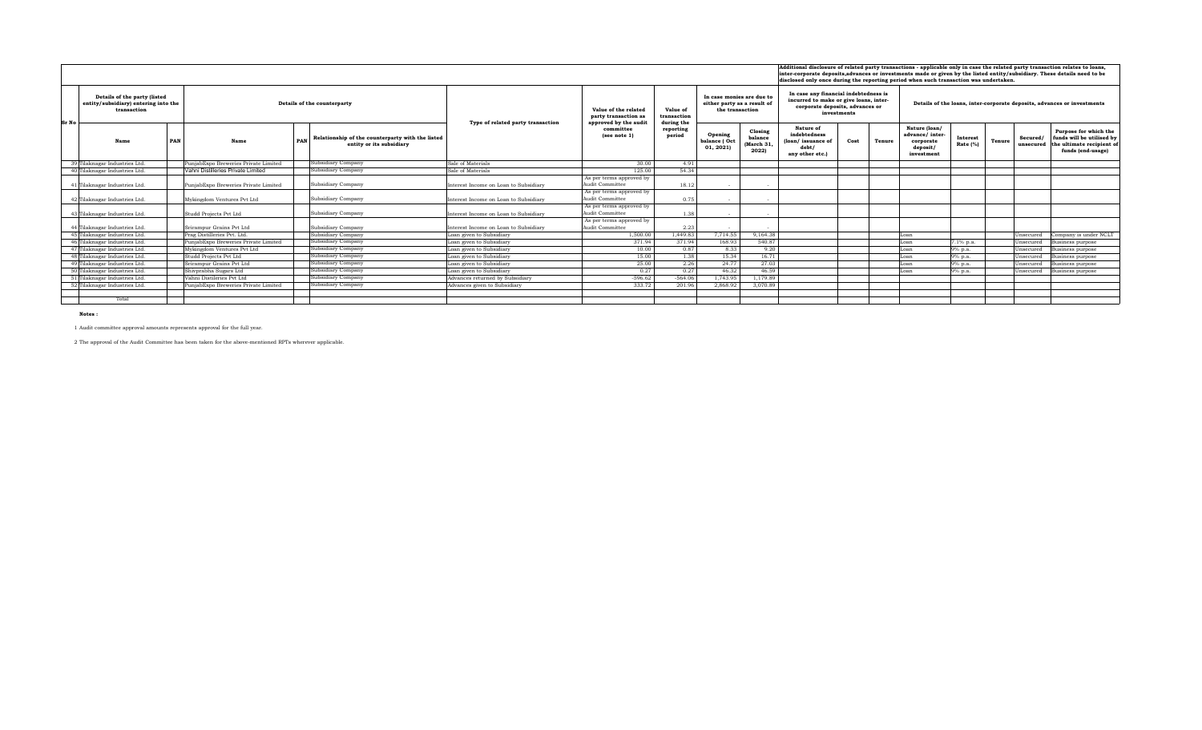| Sr No | Details of the party (listed entity/subsidiary) entering into the transaction | | Details of the counterparty | | | Type of related party transaction | Value of the related party transaction as approved by the audit committee (see note 1) | Value of transaction during the reporting period | In case monies are due to either party as a result of the transaction | | Additional disclosure of related party transactions - applicable only in case the related party transaction relates to loans, inter-corporate deposits,advances or investments made or given by the listed entity/subsidiary. These details need to be disclosed only once during the reporting period when such transaction was undertaken. In case any financial indebtedness is incurred to make or give loans, inter-corporate deposits, advances or investments | | | Details of the loans, inter-corporate deposits, advances or investments | | | | |
|---|---|---|---|---|---|---|---|---|---|---|---|---|---|---|---|---|---|---|
| | Name | PAN | Name | PAN | Relationship of the counterparty with the listed entity or its subsidiary | | | | Opening balance ( Oct 01, 2021) | Closing balance (March 31, 2022) | Nature of indebtedness (loan/ issuance of debt/ any other etc.) | Cost | Tenure | Nature (loan/ advance/ inter-corporate deposit/ investment | Interest Rate (%) | Tenure | Secured/ unsecured | Purpose for which the funds will be utilised by the ultimate recipient of funds (end-usage) |
| 39 | Tilaknagar Industries Ltd. | | PunjabExpo Breweries Private Limited | | Subsidiary Company | Sale of Materials | 30.00 | 4.91 | | | | | | | | | | |
| 40 | Tilaknagar Industries Ltd. | | Vahni Distilleries Private Limited | | Subsidiary Company | Sale of Materials | 125.00 | 54.34 | | | | | | | | | | |
| 41 | Tilaknagar Industries Ltd. | | PunjabExpo Breweries Private Limited | | Subsidiary Company | Interest Income on Loan to Subsidiary | As per terms approved by Audit Committee | 18.12 | - | - | | | | | | | | |
| 42 | Tilaknagar Industries Ltd. | | Mykingdom Ventures Pvt Ltd | | Subsidiary Company | Interest Income on Loan to Subsidiary | As per terms approved by Audit Committee | 0.75 | - | - | | | | | | | | |
| 43 | Tilaknagar Industries Ltd. | | Studd Projects Pvt Ltd | | Subsidiary Company | Interest Income on Loan to Subsidiary | As per terms approved by Audit Committee | 1.38 | - | - | | | | | | | | |
| 44 | Tilaknagar Industries Ltd. | | Srirampur Grains Pvt Ltd | | Subsidiary Company | Interest Income on Loan to Subsidiary | As per terms approved by Audit Committee | 2.23 | - | - | | | | | | | | |
| 45 | Tilaknagar Industries Ltd. | | Prag Distilleries Pvt. Ltd. | | Subsidiary Company | Loan given to Subsidiary | 1,500.00 | 1,449.83 | 7,714.55 | 9,164.38 | | | | Loan | | | Unsecured | Company is under NCLT |
| 46 | Tilaknagar Industries Ltd. | | PunjabExpo Breweries Private Limited | | Subsidiary Company | Loan given to Subsidiary | 371.94 | 371.94 | 168.93 | 540.87 | | | | Loan | 7.1% p.a. | | Unsecured | Business purpose |
| 47 | Tilaknagar Industries Ltd. | | Mykingdom Ventures Pvt Ltd | | Subsidiary Company | Loan given to Subsidiary | 10.00 | 0.87 | 8.33 | 9.20 | | | | Loan | 9% p.a. | | Unsecured | Business purpose |
| 48 | Tilaknagar Industries Ltd. | | Studd Projects Pvt Ltd | | Subsidiary Company | Loan given to Subsidiary | 15.00 | 1.38 | 15.34 | 16.71 | | | | Loan | 9% p.a. | | Unsecured | Business purpose |
| 49 | Tilaknagar Industries Ltd. | | Srirampur Grains Pvt Ltd | | Subsidiary Company | Loan given to Subsidiary | 25.00 | 2.26 | 24.77 | 27.03 | | | | Loan | 9% p.a. | | Unsecured | Business purpose |
| 50 | Tilaknagar Industries Ltd. | | Shivprabha Sugars Ltd | | Subsidiary Company | Loan given to Subsidiary | 0.27 | 0.27 | 46.32 | 46.59 | | | | Loan | 9% p.a. | | Unsecured | Business purpose |
| 51 | Tilaknagar Industries Ltd. | | Vahni Distilleries Pvt Ltd | | Subsidiary Company | Advances returned by Subsidiary | -596.62 | -564.06 | 1,743.95 | 1,179.89 | | | | | | | | |
| 52 | Tilaknagar Industries Ltd. | | PunjabExpo Breweries Private Limited | | Subsidiary Company | Advances given to Subsidiary | 333.72 | 201.96 | 2,868.92 | 3,070.89 | | | | | | | | |
| | | | | | | | | | | | | | | | | | | |
| | Total | | | | | | | | | | | | | | | | | |

**Notes :**

1 Audit committee approval amounts represents approval for the full year.

2 The approval of the Audit Committee has been taken for the above-mentioned RPTs wherever applicable.